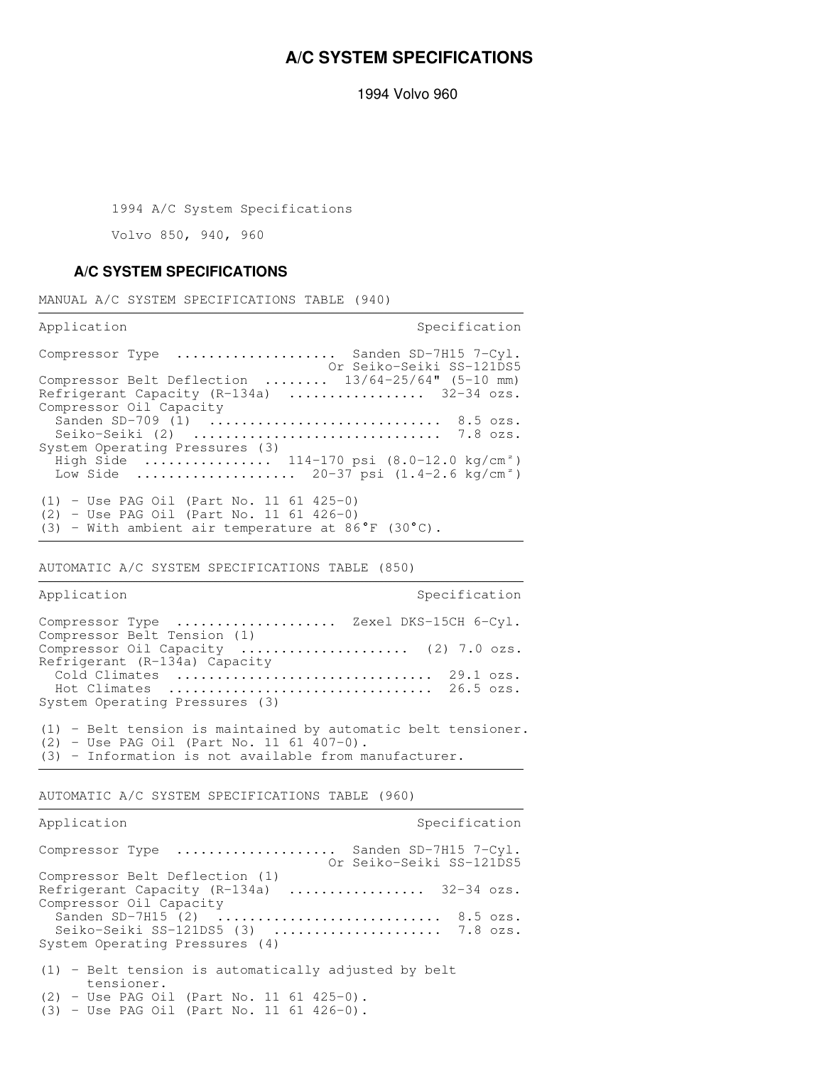# A/C SYSTEM SPECIFICATIONS

1994 Volvo 960

1994 A/C System Specifications

Volvo 850, 940, 960

## A/C SYSTEM SPECIFICATIONS

MANUAL A/C SYSTEM SPECIFICATIONS TABLE (940)

| Application | Specification |
|---|---|
| Compressor Type | Sanden SD-7H15 7-Cyl. Or Seiko-Seiki SS-121DS5 |
| Compressor Belt Deflection | 13/64-25/64" (5-10 mm) |
| Refrigerant Capacity (R-134a) | 32-34 ozs. |
| Compressor Oil Capacity | |
| Sanden SD-709 (1) | 8.5 ozs. |
| Seiko-Seiki (2) | 7.8 ozs. |
| System Operating Pressures (3) | |
| High Side | 114-170 psi (8.0-12.0 kg/cm²) |
| Low Side | 20-37 psi (1.4-2.6 kg/cm²) |

(1) - Use PAG Oil (Part No. 11 61 425-0)
(2) - Use PAG Oil (Part No. 11 61 426-0)
(3) - With ambient air temperature at 86°F (30°C).

AUTOMATIC A/C SYSTEM SPECIFICATIONS TABLE (850)

| Application | Specification |
|---|---|
| Compressor Type | Zexel DKS-15CH 6-Cyl. |
| Compressor Belt Tension (1) | |
| Compressor Oil Capacity | (2) 7.0 ozs. |
| Refrigerant (R-134a) Capacity | |
| Cold Climates | 29.1 ozs. |
| Hot Climates | 26.5 ozs. |
| System Operating Pressures (3) | |

(1) - Belt tension is maintained by automatic belt tensioner.
(2) - Use PAG Oil (Part No. 11 61 407-0).
(3) - Information is not available from manufacturer.

AUTOMATIC A/C SYSTEM SPECIFICATIONS TABLE (960)

| Application | Specification |
|---|---|
| Compressor Type | Sanden SD-7H15 7-Cyl. Or Seiko-Seiki SS-121DS5 |
| Compressor Belt Deflection (1) | |
| Refrigerant Capacity (R-134a) | 32-34 ozs. |
| Compressor Oil Capacity | |
| Sanden SD-7H15 (2) | 8.5 ozs. |
| Seiko-Seiki SS-121DS5 (3) | 7.8 ozs. |
| System Operating Pressures (4) | |

(1) - Belt tension is automatically adjusted by belt tensioner.
(2) - Use PAG Oil (Part No. 11 61 425-0).
(3) - Use PAG Oil (Part No. 11 61 426-0).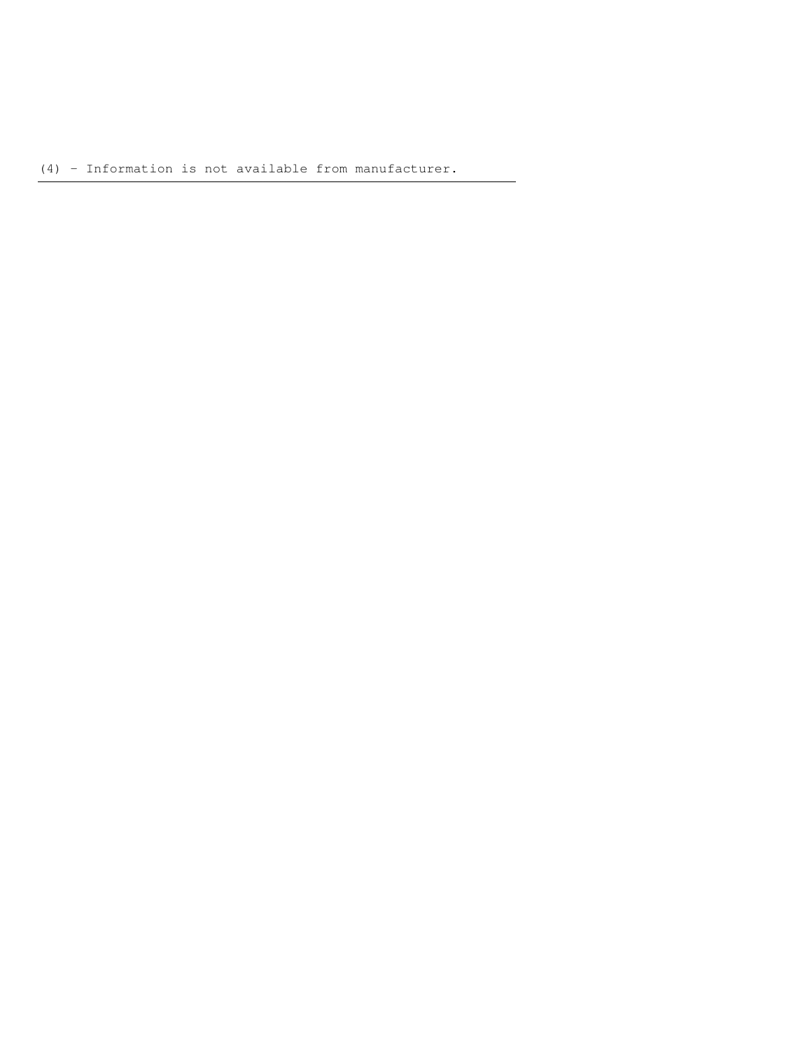(4) - Information is not available from manufacturer.